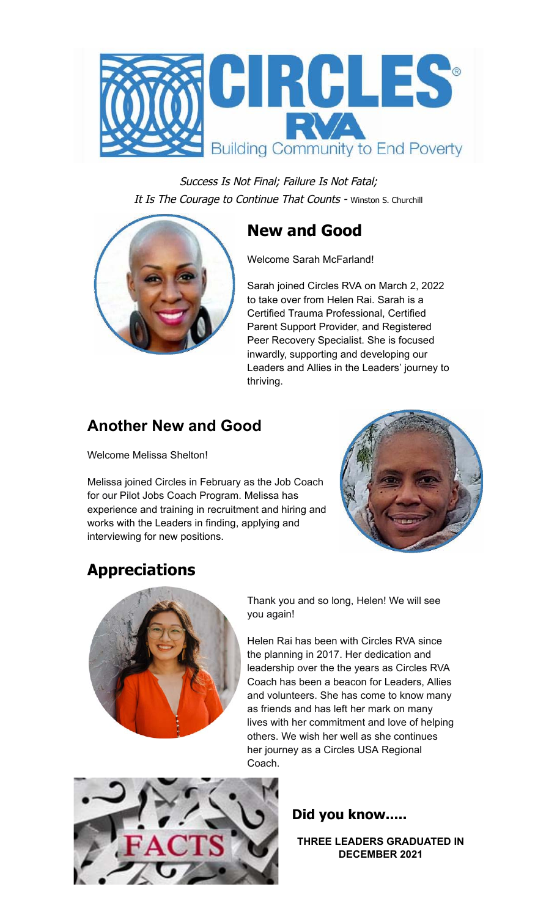# CIRCLES® RVA

Building Community to End Poverty

*Success Is Not Final; Failure Is Not Fatal;*
*It Is The Courage to Continue That Counts* - Winston S. Churchill

## New and Good

Welcome Sarah McFarland!

Sarah joined Circles RVA on March 2, 2022 to take over from Helen Rai. Sarah is a Certified Trauma Professional, Certified Parent Support Provider, and Registered Peer Recovery Specialist. She is focused inwardly, supporting and developing our Leaders and Allies in the Leaders' journey to thriving.

## Another New and Good

Welcome Melissa Shelton!

Melissa joined Circles in February as the Job Coach for our Pilot Jobs Coach Program. Melissa has experience and training in recruitment and hiring and works with the Leaders in finding, applying and interviewing for new positions.

## Appreciations

Thank you and so long, Helen! We will see you again!

Helen Rai has been with Circles RVA since the planning in 2017. Her dedication and leadership over the the years as Circles RVA Coach has been a beacon for Leaders, Allies and volunteers. She has come to know many as friends and has left her mark on many lives with her commitment and love of helping others. We wish her well as she continues her journey as a Circles USA Regional Coach.

FACTS

## Did you know.....

**THREE LEADERS GRADUATED IN DECEMBER 2021**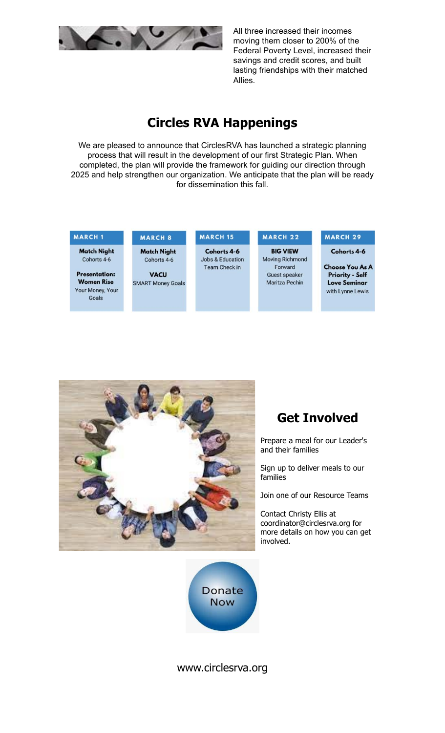All three increased their incomes moving them closer to 200% of the Federal Poverty Level, increased their savings and credit scores, and built lasting friendships with their matched Allies.

## Circles RVA Happenings

We are pleased to announce that CirclesRVA has launched a strategic planning process that will result in the development of our first Strategic Plan. When completed, the plan will provide the framework for guiding our direction through 2025 and help strengthen our organization. We anticipate that the plan will be ready for dissemination this fall.

| MARCH 1 | MARCH 8 | MARCH 15 | MARCH 22 | MARCH 29 |
|---|---|---|---|---|
| **Match Night** Cohorts 4-6<br><br>**Presentation: Women Rise** Your Money, Your Goals | **Match Night** Cohorts 4-6<br><br>**VACU** SMART Money Goals | **Cohorts 4-6** Jobs & Education Team Check in | **BIG VIEW** Moving Richmond Forward Guest speaker Maritza Pechin | **Cohorts 4-6**<br><br>**Choose You As A Priority - Self Love Seminar** with Lynne Lewis |

## Get Involved

Prepare a meal for our Leader's and their families

Sign up to deliver meals to our families

Join one of our Resource Teams

Contact Christy Ellis at coordinator@circlesrva.org for more details on how you can get involved.

Donate Now

www.circlesrva.org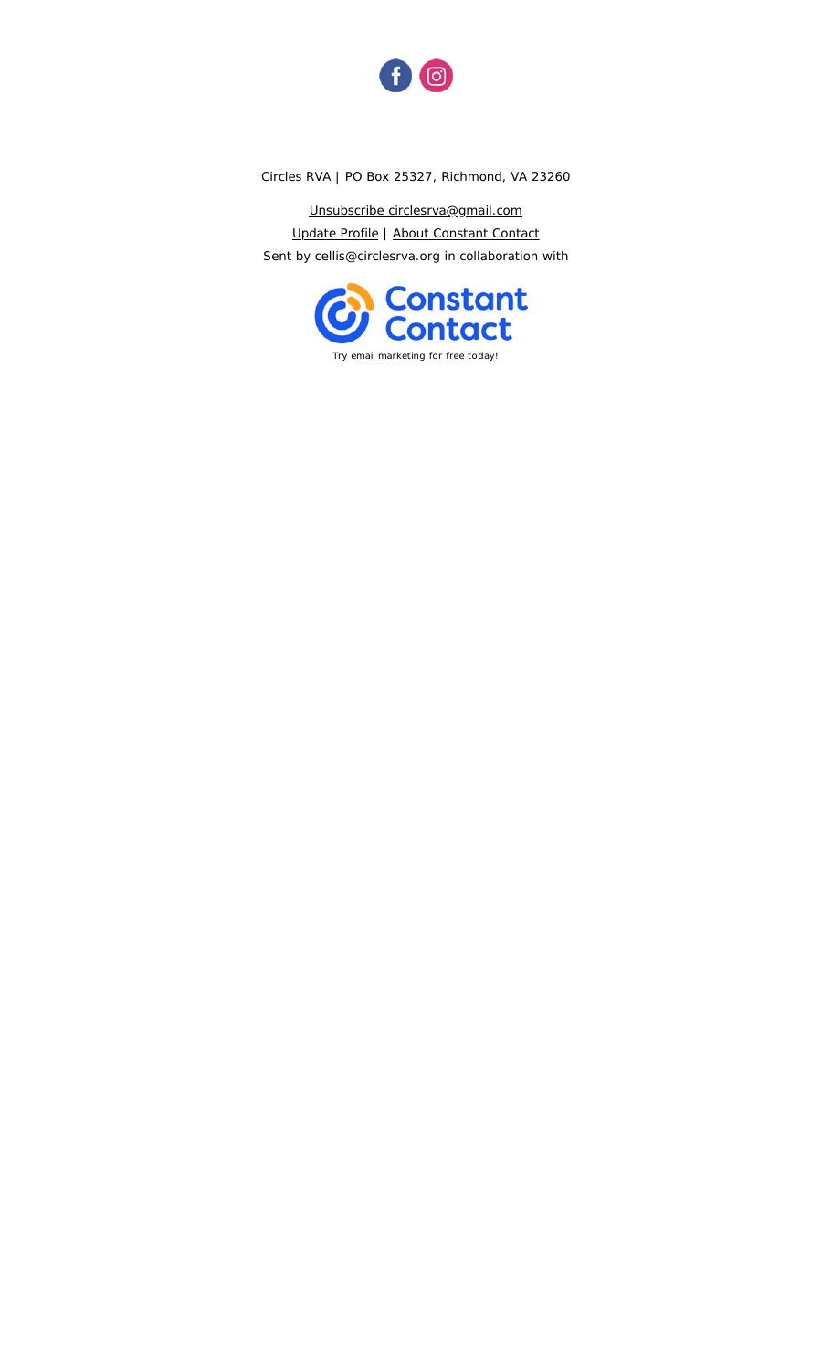Circles RVA | PO Box 25327, Richmond, VA 23260

Unsubscribe circlesrva@gmail.com

Update Profile | About Constant Contact

Sent by cellis@circlesrva.org in collaboration with

Constant Contact

Try email marketing for free today!